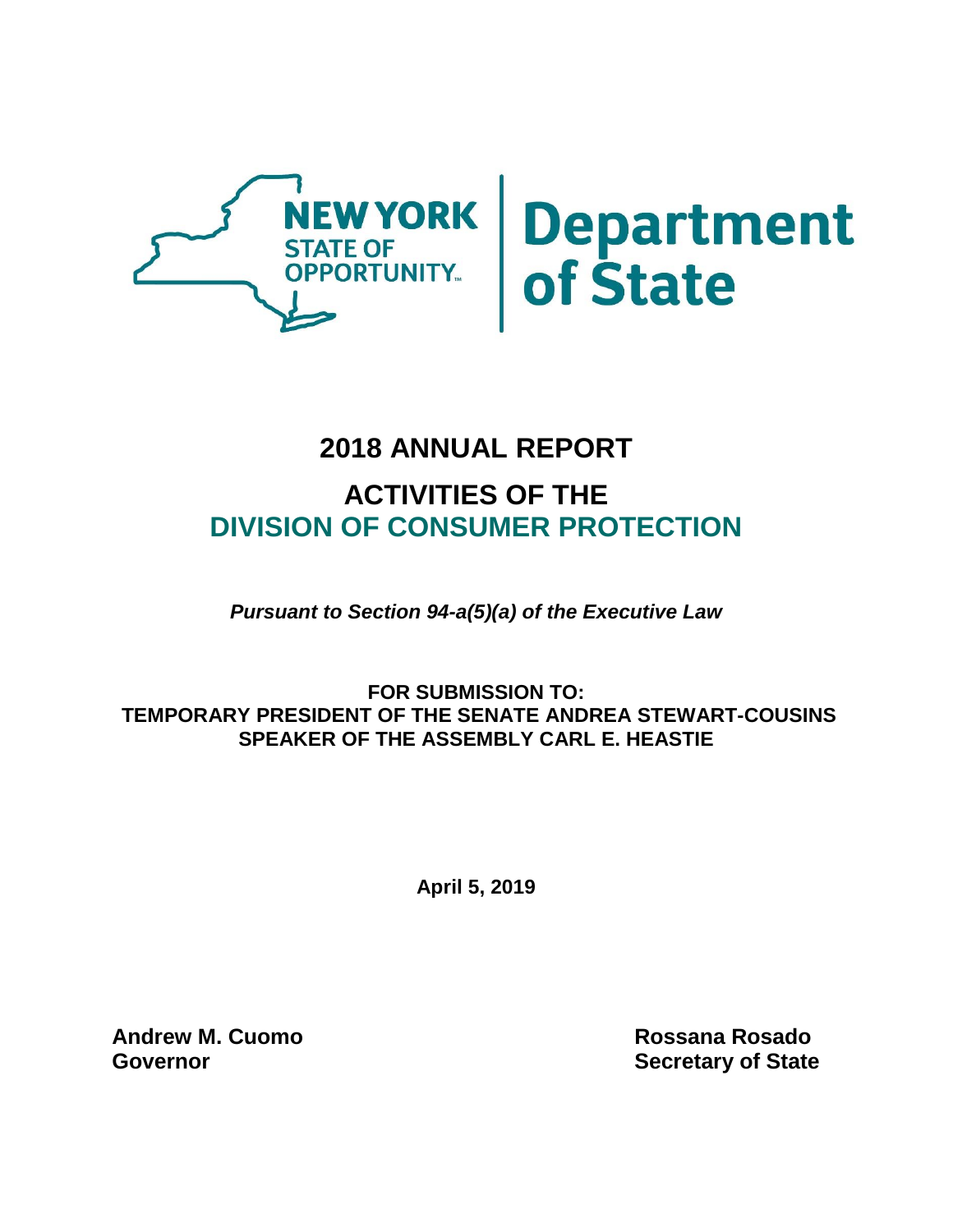NEW YORK STATE OF OPPORTUNITY. | Department of State

# 2018 ANNUAL REPORT

## ACTIVITIES OF THE DIVISION OF CONSUMER PROTECTION

***Pursuant to Section 94-a(5)(a) of the Executive Law***

**FOR SUBMISSION TO:**
**TEMPORARY PRESIDENT OF THE SENATE ANDREA STEWART-COUSINS**
**SPEAKER OF THE ASSEMBLY CARL E. HEASTIE**

**April 5, 2019**

**Andrew M. Cuomo**
**Governor**

**Rossana Rosado**
**Secretary of State**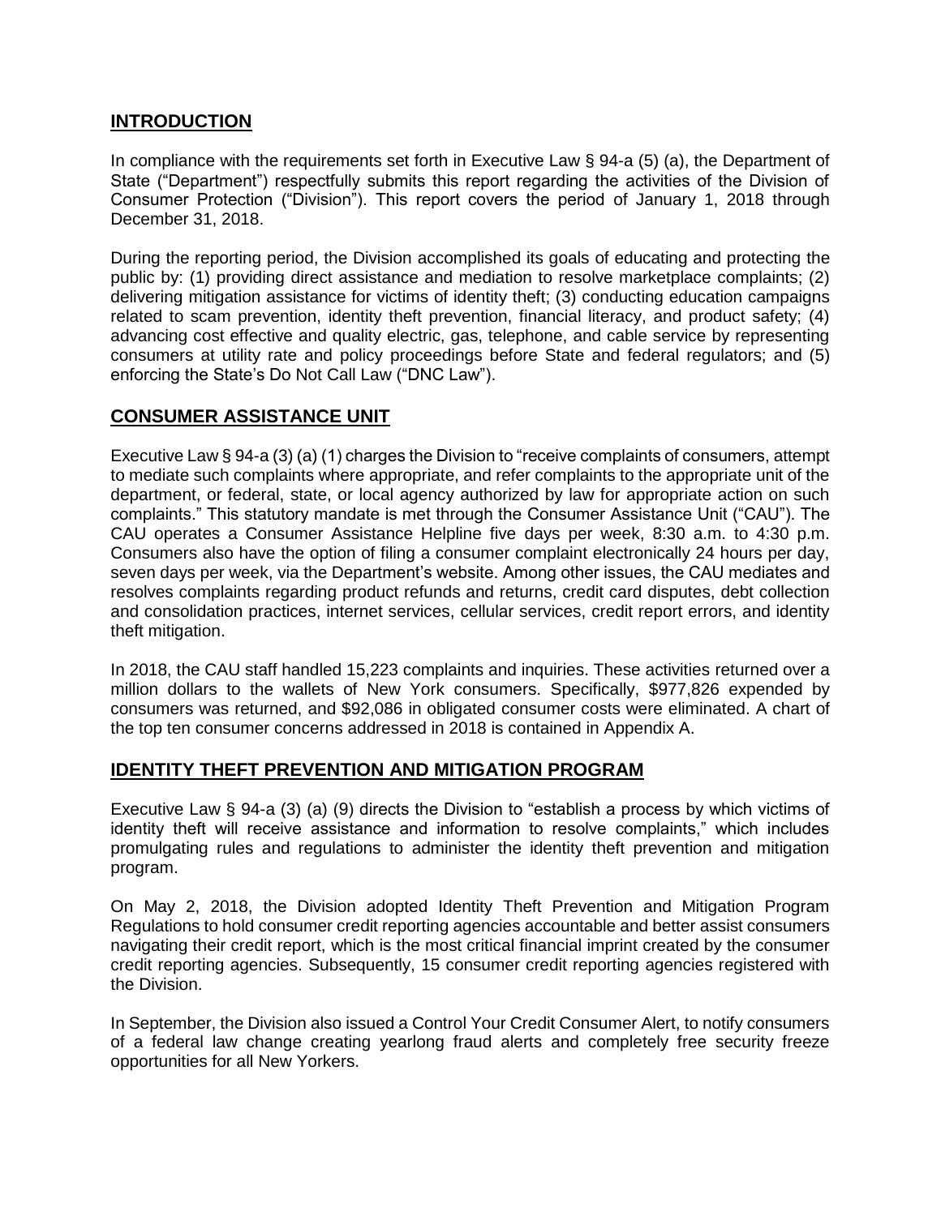## INTRODUCTION

In compliance with the requirements set forth in Executive Law § 94-a (5) (a), the Department of State ("Department") respectfully submits this report regarding the activities of the Division of Consumer Protection ("Division"). This report covers the period of January 1, 2018 through December 31, 2018.

During the reporting period, the Division accomplished its goals of educating and protecting the public by: (1) providing direct assistance and mediation to resolve marketplace complaints; (2) delivering mitigation assistance for victims of identity theft; (3) conducting education campaigns related to scam prevention, identity theft prevention, financial literacy, and product safety; (4) advancing cost effective and quality electric, gas, telephone, and cable service by representing consumers at utility rate and policy proceedings before State and federal regulators; and (5) enforcing the State's Do Not Call Law ("DNC Law").

## CONSUMER ASSISTANCE UNIT

Executive Law § 94-a (3) (a) (1) charges the Division to "receive complaints of consumers, attempt to mediate such complaints where appropriate, and refer complaints to the appropriate unit of the department, or federal, state, or local agency authorized by law for appropriate action on such complaints." This statutory mandate is met through the Consumer Assistance Unit ("CAU"). The CAU operates a Consumer Assistance Helpline five days per week, 8:30 a.m. to 4:30 p.m. Consumers also have the option of filing a consumer complaint electronically 24 hours per day, seven days per week, via the Department's website. Among other issues, the CAU mediates and resolves complaints regarding product refunds and returns, credit card disputes, debt collection and consolidation practices, internet services, cellular services, credit report errors, and identity theft mitigation.

In 2018, the CAU staff handled 15,223 complaints and inquiries. These activities returned over a million dollars to the wallets of New York consumers. Specifically, $977,826 expended by consumers was returned, and $92,086 in obligated consumer costs were eliminated. A chart of the top ten consumer concerns addressed in 2018 is contained in Appendix A.

## IDENTITY THEFT PREVENTION AND MITIGATION PROGRAM

Executive Law § 94-a (3) (a) (9) directs the Division to "establish a process by which victims of identity theft will receive assistance and information to resolve complaints," which includes promulgating rules and regulations to administer the identity theft prevention and mitigation program.

On May 2, 2018, the Division adopted Identity Theft Prevention and Mitigation Program Regulations to hold consumer credit reporting agencies accountable and better assist consumers navigating their credit report, which is the most critical financial imprint created by the consumer credit reporting agencies. Subsequently, 15 consumer credit reporting agencies registered with the Division.

In September, the Division also issued a Control Your Credit Consumer Alert, to notify consumers of a federal law change creating yearlong fraud alerts and completely free security freeze opportunities for all New Yorkers.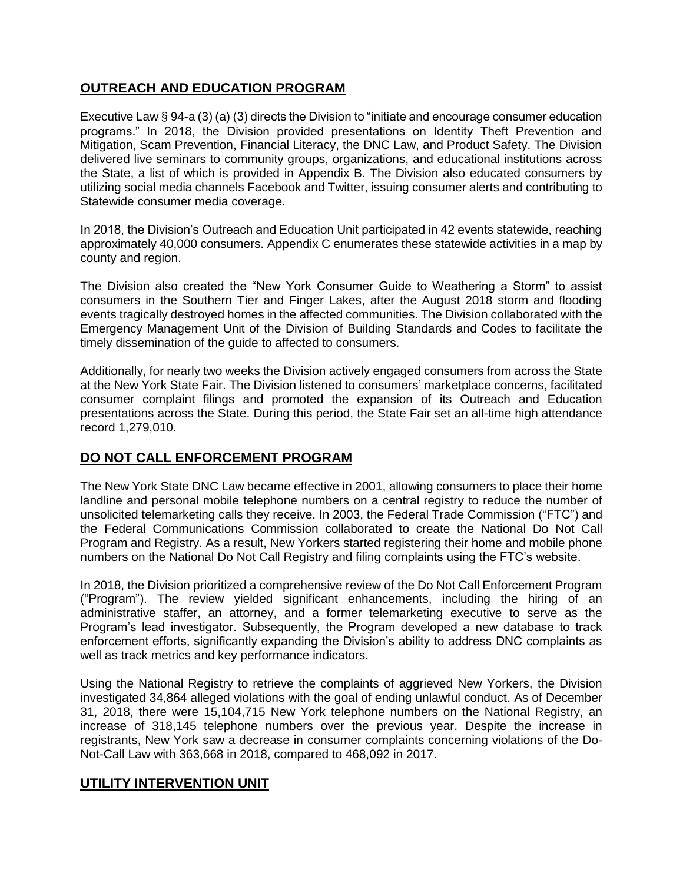## OUTREACH AND EDUCATION PROGRAM

Executive Law § 94-a (3) (a) (3) directs the Division to "initiate and encourage consumer education programs." In 2018, the Division provided presentations on Identity Theft Prevention and Mitigation, Scam Prevention, Financial Literacy, the DNC Law, and Product Safety. The Division delivered live seminars to community groups, organizations, and educational institutions across the State, a list of which is provided in Appendix B. The Division also educated consumers by utilizing social media channels Facebook and Twitter, issuing consumer alerts and contributing to Statewide consumer media coverage.

In 2018, the Division's Outreach and Education Unit participated in 42 events statewide, reaching approximately 40,000 consumers. Appendix C enumerates these statewide activities in a map by county and region.

The Division also created the "New York Consumer Guide to Weathering a Storm" to assist consumers in the Southern Tier and Finger Lakes, after the August 2018 storm and flooding events tragically destroyed homes in the affected communities. The Division collaborated with the Emergency Management Unit of the Division of Building Standards and Codes to facilitate the timely dissemination of the guide to affected to consumers.

Additionally, for nearly two weeks the Division actively engaged consumers from across the State at the New York State Fair. The Division listened to consumers' marketplace concerns, facilitated consumer complaint filings and promoted the expansion of its Outreach and Education presentations across the State. During this period, the State Fair set an all-time high attendance record 1,279,010.

## DO NOT CALL ENFORCEMENT PROGRAM

The New York State DNC Law became effective in 2001, allowing consumers to place their home landline and personal mobile telephone numbers on a central registry to reduce the number of unsolicited telemarketing calls they receive. In 2003, the Federal Trade Commission ("FTC") and the Federal Communications Commission collaborated to create the National Do Not Call Program and Registry. As a result, New Yorkers started registering their home and mobile phone numbers on the National Do Not Call Registry and filing complaints using the FTC's website.

In 2018, the Division prioritized a comprehensive review of the Do Not Call Enforcement Program ("Program"). The review yielded significant enhancements, including the hiring of an administrative staffer, an attorney, and a former telemarketing executive to serve as the Program's lead investigator. Subsequently, the Program developed a new database to track enforcement efforts, significantly expanding the Division's ability to address DNC complaints as well as track metrics and key performance indicators.

Using the National Registry to retrieve the complaints of aggrieved New Yorkers, the Division investigated 34,864 alleged violations with the goal of ending unlawful conduct. As of December 31, 2018, there were 15,104,715 New York telephone numbers on the National Registry, an increase of 318,145 telephone numbers over the previous year. Despite the increase in registrants, New York saw a decrease in consumer complaints concerning violations of the Do-Not-Call Law with 363,668 in 2018, compared to 468,092 in 2017.

## UTILITY INTERVENTION UNIT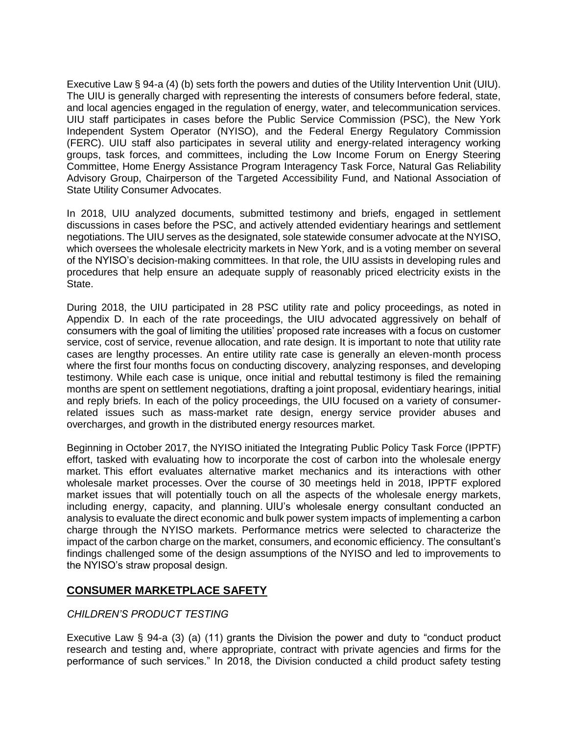Executive Law § 94-a (4) (b) sets forth the powers and duties of the Utility Intervention Unit (UIU). The UIU is generally charged with representing the interests of consumers before federal, state, and local agencies engaged in the regulation of energy, water, and telecommunication services. UIU staff participates in cases before the Public Service Commission (PSC), the New York Independent System Operator (NYISO), and the Federal Energy Regulatory Commission (FERC). UIU staff also participates in several utility and energy-related interagency working groups, task forces, and committees, including the Low Income Forum on Energy Steering Committee, Home Energy Assistance Program Interagency Task Force, Natural Gas Reliability Advisory Group, Chairperson of the Targeted Accessibility Fund, and National Association of State Utility Consumer Advocates.

In 2018, UIU analyzed documents, submitted testimony and briefs, engaged in settlement discussions in cases before the PSC, and actively attended evidentiary hearings and settlement negotiations. The UIU serves as the designated, sole statewide consumer advocate at the NYISO, which oversees the wholesale electricity markets in New York, and is a voting member on several of the NYISO's decision-making committees. In that role, the UIU assists in developing rules and procedures that help ensure an adequate supply of reasonably priced electricity exists in the State.

During 2018, the UIU participated in 28 PSC utility rate and policy proceedings, as noted in Appendix D. In each of the rate proceedings, the UIU advocated aggressively on behalf of consumers with the goal of limiting the utilities' proposed rate increases with a focus on customer service, cost of service, revenue allocation, and rate design. It is important to note that utility rate cases are lengthy processes. An entire utility rate case is generally an eleven-month process where the first four months focus on conducting discovery, analyzing responses, and developing testimony. While each case is unique, once initial and rebuttal testimony is filed the remaining months are spent on settlement negotiations, drafting a joint proposal, evidentiary hearings, initial and reply briefs. In each of the policy proceedings, the UIU focused on a variety of consumer-related issues such as mass-market rate design, energy service provider abuses and overcharges, and growth in the distributed energy resources market.

Beginning in October 2017, the NYISO initiated the Integrating Public Policy Task Force (IPPTF) effort, tasked with evaluating how to incorporate the cost of carbon into the wholesale energy market. This effort evaluates alternative market mechanics and its interactions with other wholesale market processes. Over the course of 30 meetings held in 2018, IPPTF explored market issues that will potentially touch on all the aspects of the wholesale energy markets, including energy, capacity, and planning. UIU's wholesale energy consultant conducted an analysis to evaluate the direct economic and bulk power system impacts of implementing a carbon charge through the NYISO markets. Performance metrics were selected to characterize the impact of the carbon charge on the market, consumers, and economic efficiency. The consultant's findings challenged some of the design assumptions of the NYISO and led to improvements to the NYISO's straw proposal design.

## CONSUMER MARKETPLACE SAFETY

### *CHILDREN'S PRODUCT TESTING*

Executive Law § 94-a (3) (a) (11) grants the Division the power and duty to "conduct product research and testing and, where appropriate, contract with private agencies and firms for the performance of such services." In 2018, the Division conducted a child product safety testing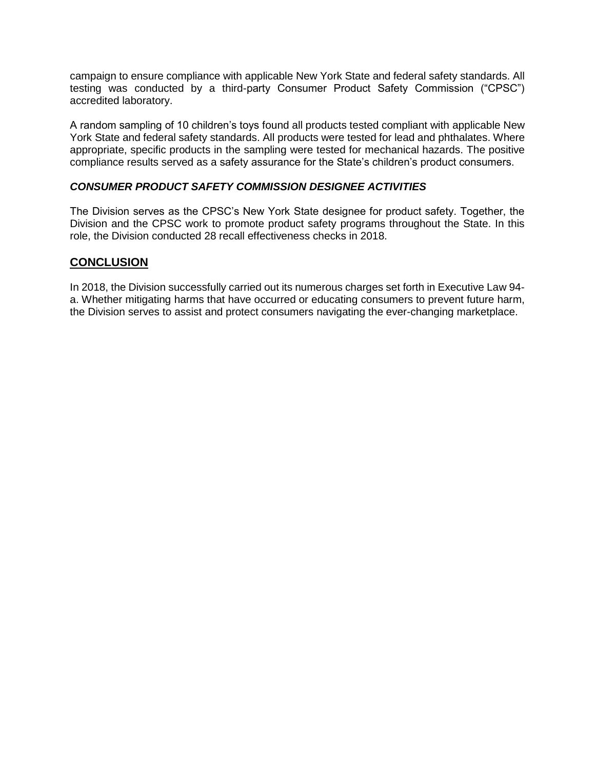campaign to ensure compliance with applicable New York State and federal safety standards. All testing was conducted by a third-party Consumer Product Safety Commission ("CPSC") accredited laboratory.

A random sampling of 10 children's toys found all products tested compliant with applicable New York State and federal safety standards. All products were tested for lead and phthalates. Where appropriate, specific products in the sampling were tested for mechanical hazards. The positive compliance results served as a safety assurance for the State's children's product consumers.

### *CONSUMER PRODUCT SAFETY COMMISSION DESIGNEE ACTIVITIES*

The Division serves as the CPSC's New York State designee for product safety. Together, the Division and the CPSC work to promote product safety programs throughout the State. In this role, the Division conducted 28 recall effectiveness checks in 2018.

## CONCLUSION

In 2018, the Division successfully carried out its numerous charges set forth in Executive Law 94-a. Whether mitigating harms that have occurred or educating consumers to prevent future harm, the Division serves to assist and protect consumers navigating the ever-changing marketplace.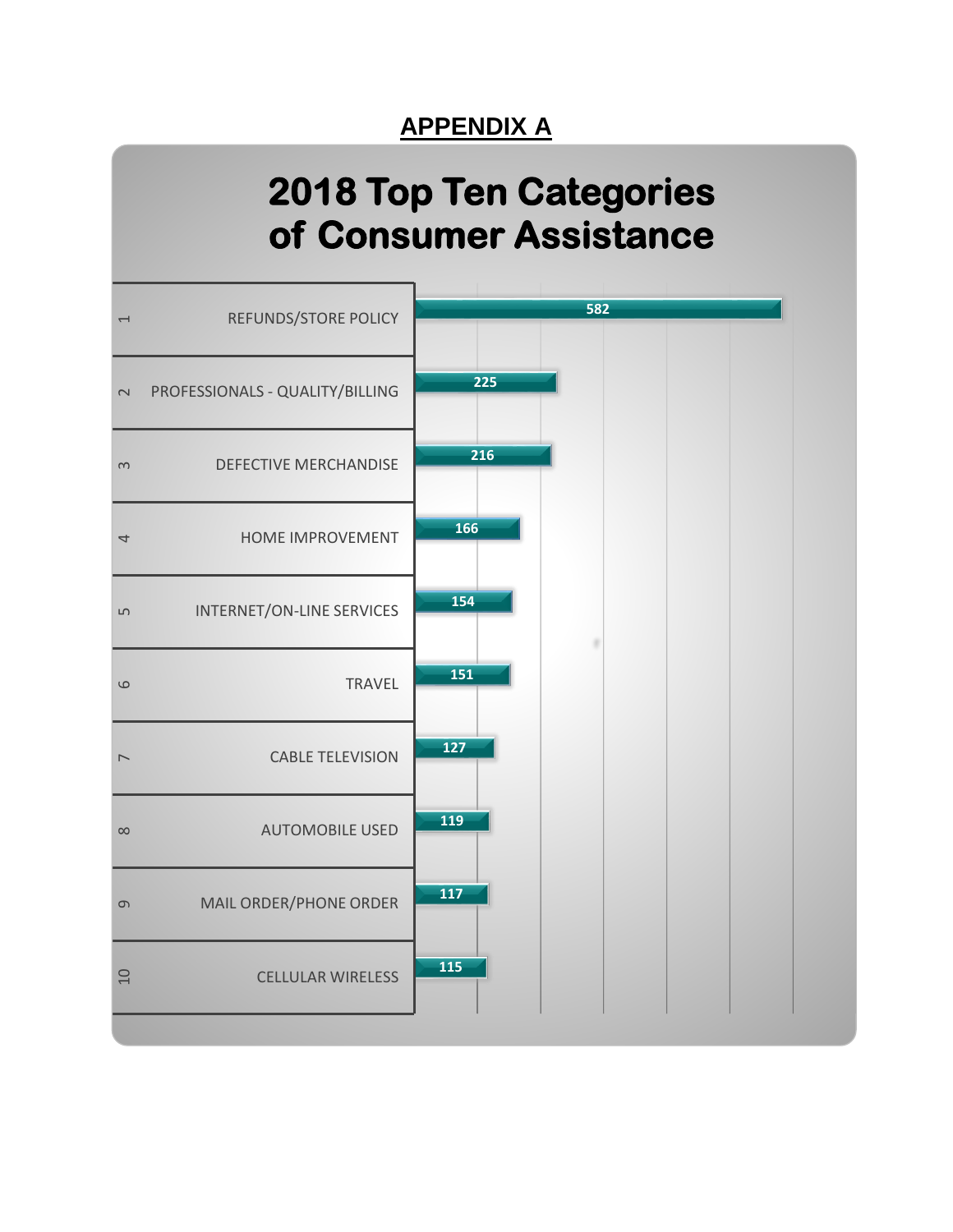# APPENDIX A

## 2018 Top Ten Categories of Consumer Assistance

| Rank | Category | Count |
|---|---|---|
| 1 | REFUNDS/STORE POLICY | 582 |
| 2 | PROFESSIONALS - QUALITY/BILLING | 225 |
| 3 | DEFECTIVE MERCHANDISE | 216 |
| 4 | HOME IMPROVEMENT | 166 |
| 5 | INTERNET/ON-LINE SERVICES | 154 |
| 6 | TRAVEL | 151 |
| 7 | CABLE TELEVISION | 127 |
| 8 | AUTOMOBILE USED | 119 |
| 9 | MAIL ORDER/PHONE ORDER | 117 |
| 10 | CELLULAR WIRELESS | 115 |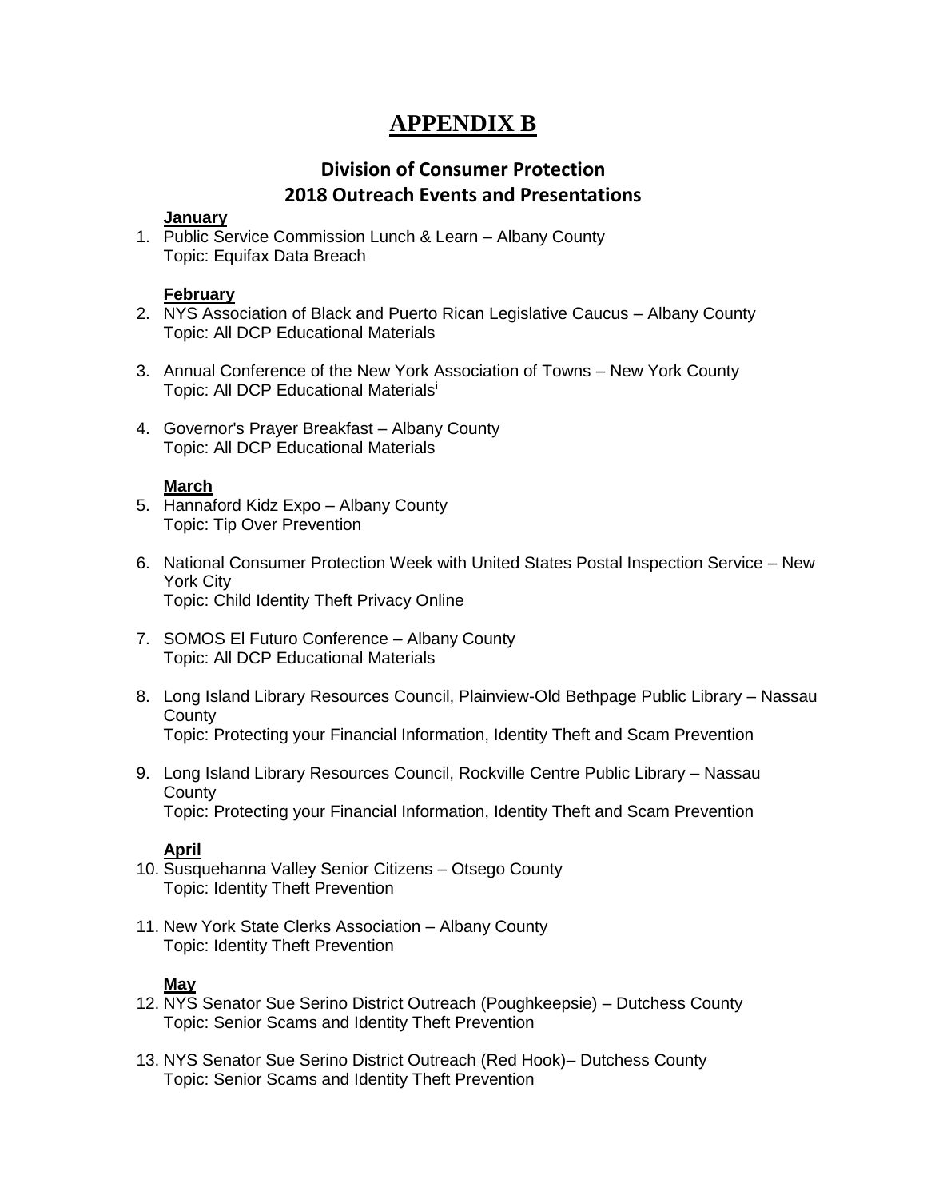# APPENDIX B

## Division of Consumer Protection
## 2018 Outreach Events and Presentations

**January**

1. Public Service Commission Lunch & Learn – Albany County
   Topic: Equifax Data Breach

**February**

2. NYS Association of Black and Puerto Rican Legislative Caucus – Albany County
   Topic: All DCP Educational Materials

3. Annual Conference of the New York Association of Towns – New York County
   Topic: All DCP Educational Materials[i]

4. Governor's Prayer Breakfast – Albany County
   Topic: All DCP Educational Materials

**March**

5. Hannaford Kidz Expo – Albany County
   Topic: Tip Over Prevention

6. National Consumer Protection Week with United States Postal Inspection Service – New York City
   Topic: Child Identity Theft Privacy Online

7. SOMOS El Futuro Conference – Albany County
   Topic: All DCP Educational Materials

8. Long Island Library Resources Council, Plainview-Old Bethpage Public Library – Nassau County
   Topic: Protecting your Financial Information, Identity Theft and Scam Prevention

9. Long Island Library Resources Council, Rockville Centre Public Library – Nassau County
   Topic: Protecting your Financial Information, Identity Theft and Scam Prevention

**April**

10. Susquehanna Valley Senior Citizens – Otsego County
    Topic: Identity Theft Prevention

11. New York State Clerks Association – Albany County
    Topic: Identity Theft Prevention

**May**

12. NYS Senator Sue Serino District Outreach (Poughkeepsie) – Dutchess County
    Topic: Senior Scams and Identity Theft Prevention

13. NYS Senator Sue Serino District Outreach (Red Hook)– Dutchess County
    Topic: Senior Scams and Identity Theft Prevention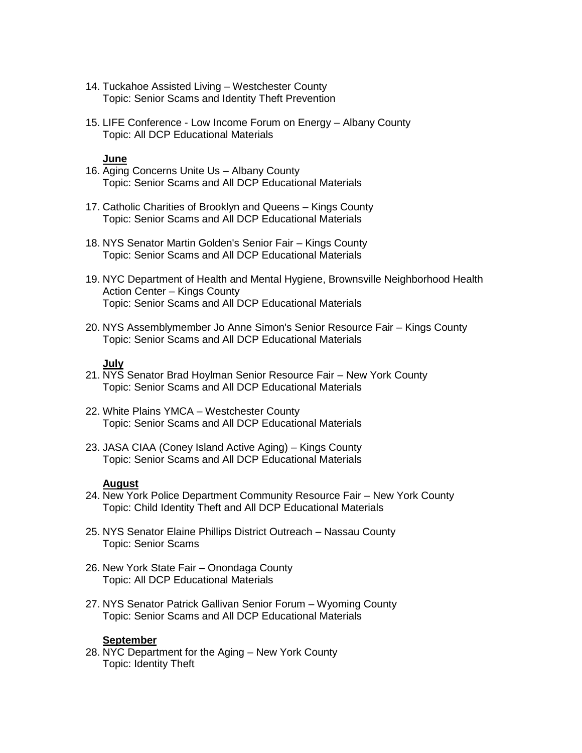14. Tuckahoe Assisted Living – Westchester County
    Topic: Senior Scams and Identity Theft Prevention

15. LIFE Conference - Low Income Forum on Energy – Albany County
    Topic: All DCP Educational Materials

**June**

16. Aging Concerns Unite Us – Albany County
    Topic: Senior Scams and All DCP Educational Materials

17. Catholic Charities of Brooklyn and Queens – Kings County
    Topic: Senior Scams and All DCP Educational Materials

18. NYS Senator Martin Golden's Senior Fair – Kings County
    Topic: Senior Scams and All DCP Educational Materials

19. NYC Department of Health and Mental Hygiene, Brownsville Neighborhood Health Action Center – Kings County
    Topic: Senior Scams and All DCP Educational Materials

20. NYS Assemblymember Jo Anne Simon's Senior Resource Fair – Kings County
    Topic: Senior Scams and All DCP Educational Materials

**July**

21. NYS Senator Brad Hoylman Senior Resource Fair – New York County
    Topic: Senior Scams and All DCP Educational Materials

22. White Plains YMCA – Westchester County
    Topic: Senior Scams and All DCP Educational Materials

23. JASA CIAA (Coney Island Active Aging) – Kings County
    Topic: Senior Scams and All DCP Educational Materials

**August**

24. New York Police Department Community Resource Fair – New York County
    Topic: Child Identity Theft and All DCP Educational Materials

25. NYS Senator Elaine Phillips District Outreach – Nassau County
    Topic: Senior Scams

26. New York State Fair – Onondaga County
    Topic: All DCP Educational Materials

27. NYS Senator Patrick Gallivan Senior Forum – Wyoming County
    Topic: Senior Scams and All DCP Educational Materials

**September**

28. NYC Department for the Aging – New York County
    Topic: Identity Theft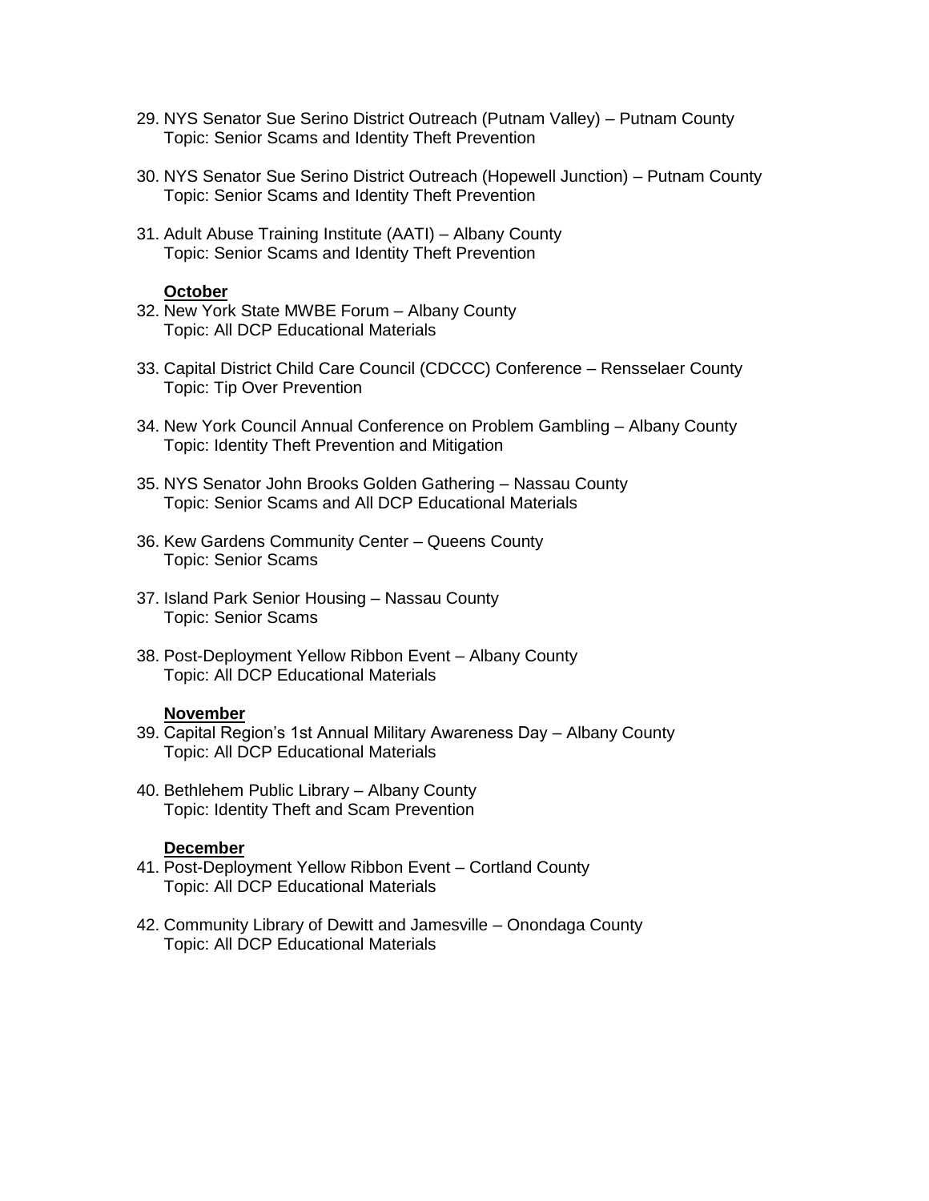29. NYS Senator Sue Serino District Outreach (Putnam Valley) – Putnam County
    Topic: Senior Scams and Identity Theft Prevention

30. NYS Senator Sue Serino District Outreach (Hopewell Junction) – Putnam County
    Topic: Senior Scams and Identity Theft Prevention

31. Adult Abuse Training Institute (AATI) – Albany County
    Topic: Senior Scams and Identity Theft Prevention

**<u>October</u>**

32. New York State MWBE Forum – Albany County
    Topic: All DCP Educational Materials

33. Capital District Child Care Council (CDCCC) Conference – Rensselaer County
    Topic: Tip Over Prevention

34. New York Council Annual Conference on Problem Gambling – Albany County
    Topic: Identity Theft Prevention and Mitigation

35. NYS Senator John Brooks Golden Gathering – Nassau County
    Topic: Senior Scams and All DCP Educational Materials

36. Kew Gardens Community Center – Queens County
    Topic: Senior Scams

37. Island Park Senior Housing – Nassau County
    Topic: Senior Scams

38. Post-Deployment Yellow Ribbon Event – Albany County
    Topic: All DCP Educational Materials

**<u>November</u>**

39. Capital Region's 1st Annual Military Awareness Day – Albany County
    Topic: All DCP Educational Materials

40. Bethlehem Public Library – Albany County
    Topic: Identity Theft and Scam Prevention

**<u>December</u>**

41. Post-Deployment Yellow Ribbon Event – Cortland County
    Topic: All DCP Educational Materials

42. Community Library of Dewitt and Jamesville – Onondaga County
    Topic: All DCP Educational Materials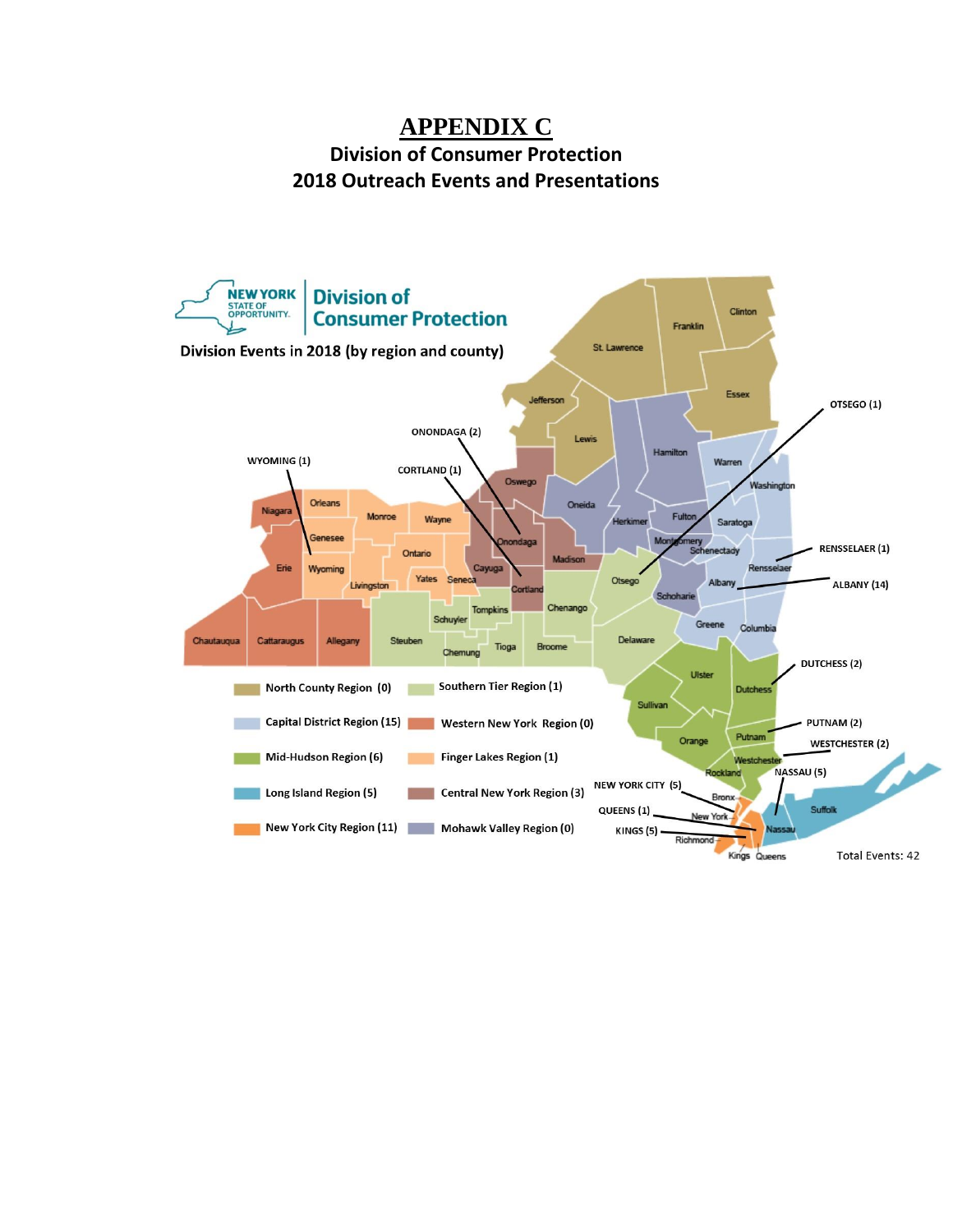# APPENDIX C

## Division of Consumer Protection
## 2018 Outreach Events and Presentations

NEW YORK STATE OF OPPORTUNITY. Division of Consumer Protection

Division Events in 2018 (by region and county)

- North County Region (0)
- Southern Tier Region (1)
- Capital District Region (15)
- Western New York Region (0)
- Mid-Hudson Region (6)
- Finger Lakes Region (1)
- Long Island Region (5)
- Central New York Region (3)
- New York City Region (11)
- Mohawk Valley Region (0)

WYOMING (1)
ONONDAGA (2)
CORTLAND (1)
OTSEGO (1)
RENSSELAER (1)
ALBANY (14)
DUTCHESS (2)
PUTNAM (2)
WESTCHESTER (2)
NASSAU (5)
NEW YORK CITY (5)
QUEENS (1)
KINGS (5)

Total Events: 42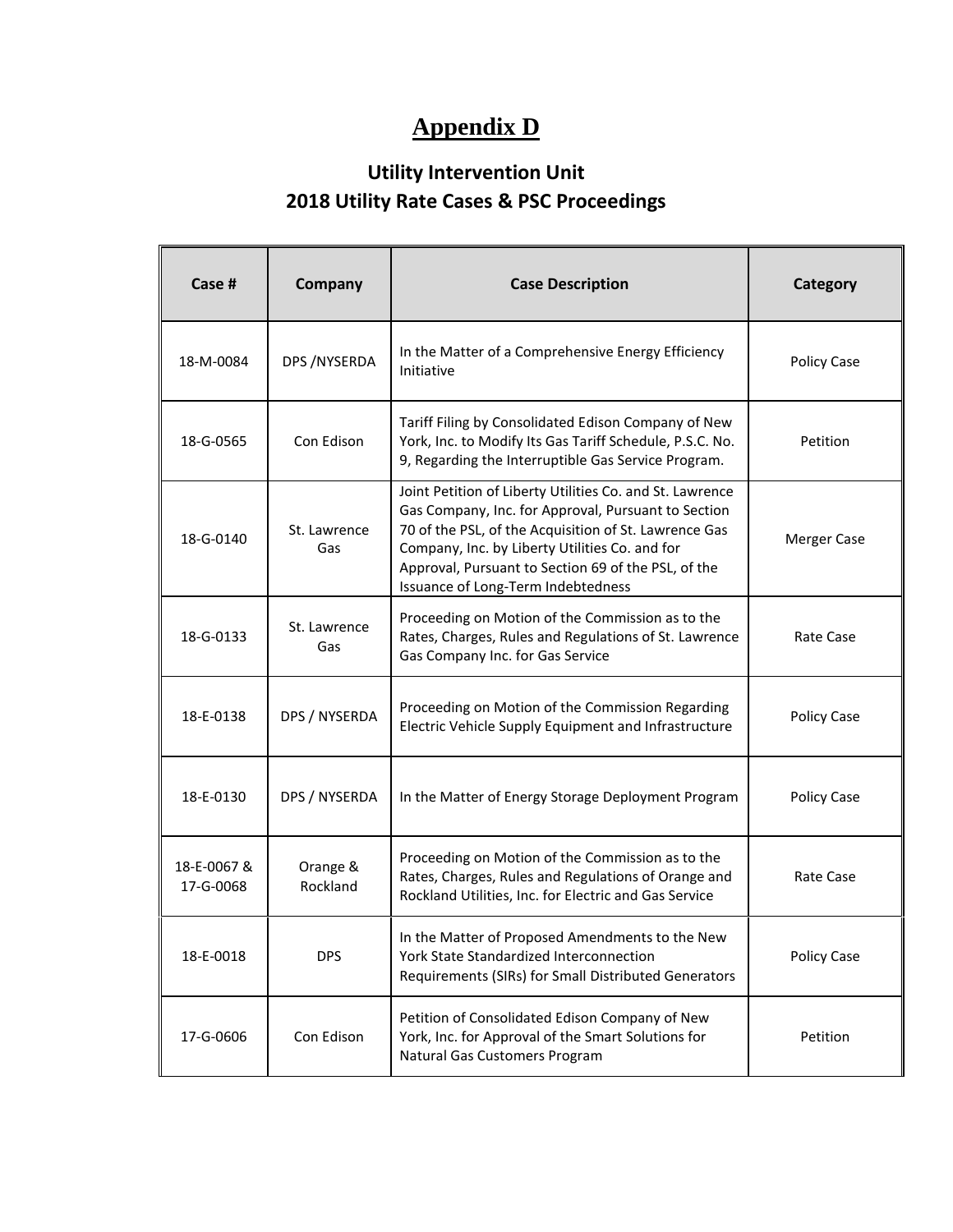# Appendix D

## Utility Intervention Unit
## 2018 Utility Rate Cases & PSC Proceedings

| Case # | Company | Case Description | Category |
|---|---|---|---|
| 18-M-0084 | DPS /NYSERDA | In the Matter of a Comprehensive Energy Efficiency Initiative | Policy Case |
| 18-G-0565 | Con Edison | Tariff Filing by Consolidated Edison Company of New York, Inc. to Modify Its Gas Tariff Schedule, P.S.C. No. 9, Regarding the Interruptible Gas Service Program. | Petition |
| 18-G-0140 | St. Lawrence Gas | Joint Petition of Liberty Utilities Co. and St. Lawrence Gas Company, Inc. for Approval, Pursuant to Section 70 of the PSL, of the Acquisition of St. Lawrence Gas Company, Inc. by Liberty Utilities Co. and for Approval, Pursuant to Section 69 of the PSL, of the Issuance of Long-Term Indebtedness | Merger Case |
| 18-G-0133 | St. Lawrence Gas | Proceeding on Motion of the Commission as to the Rates, Charges, Rules and Regulations of St. Lawrence Gas Company Inc. for Gas Service | Rate Case |
| 18-E-0138 | DPS / NYSERDA | Proceeding on Motion of the Commission Regarding Electric Vehicle Supply Equipment and Infrastructure | Policy Case |
| 18-E-0130 | DPS / NYSERDA | In the Matter of Energy Storage Deployment Program | Policy Case |
| 18-E-0067 & 17-G-0068 | Orange & Rockland | Proceeding on Motion of the Commission as to the Rates, Charges, Rules and Regulations of Orange and Rockland Utilities, Inc. for Electric and Gas Service | Rate Case |
| 18-E-0018 | DPS | In the Matter of Proposed Amendments to the New York State Standardized Interconnection Requirements (SIRs) for Small Distributed Generators | Policy Case |
| 17-G-0606 | Con Edison | Petition of Consolidated Edison Company of New York, Inc. for Approval of the Smart Solutions for Natural Gas Customers Program | Petition |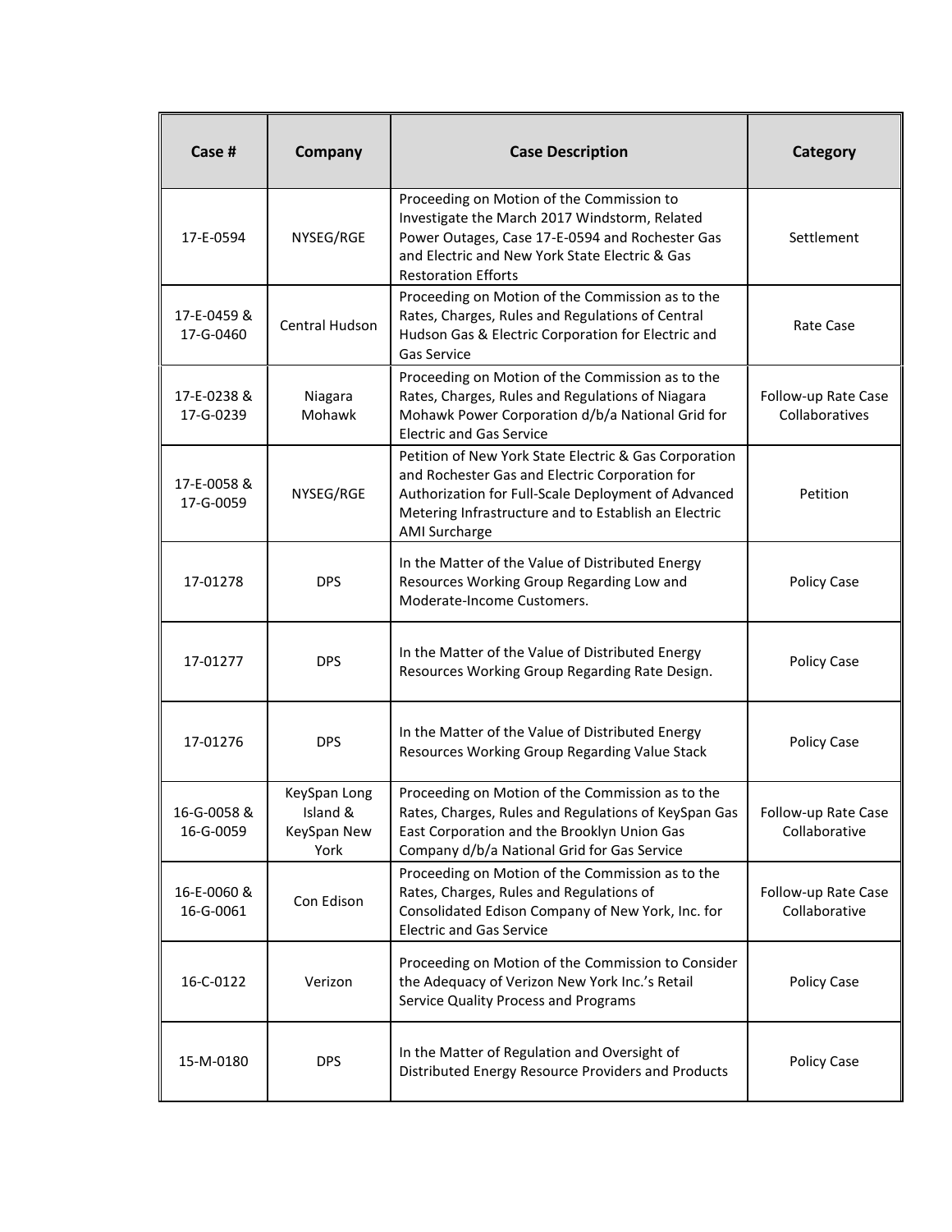| Case # | Company | Case Description | Category |
|---|---|---|---|
| 17-E-0594 | NYSEG/RGE | Proceeding on Motion of the Commission to Investigate the March 2017 Windstorm, Related Power Outages, Case 17-E-0594 and Rochester Gas and Electric and New York State Electric & Gas Restoration Efforts | Settlement |
| 17-E-0459 & 17-G-0460 | Central Hudson | Proceeding on Motion of the Commission as to the Rates, Charges, Rules and Regulations of Central Hudson Gas & Electric Corporation for Electric and Gas Service | Rate Case |
| 17-E-0238 & 17-G-0239 | Niagara Mohawk | Proceeding on Motion of the Commission as to the Rates, Charges, Rules and Regulations of Niagara Mohawk Power Corporation d/b/a National Grid for Electric and Gas Service | Follow-up Rate Case Collaboratives |
| 17-E-0058 & 17-G-0059 | NYSEG/RGE | Petition of New York State Electric & Gas Corporation and Rochester Gas and Electric Corporation for Authorization for Full-Scale Deployment of Advanced Metering Infrastructure and to Establish an Electric AMI Surcharge | Petition |
| 17-01278 | DPS | In the Matter of the Value of Distributed Energy Resources Working Group Regarding Low and Moderate-Income Customers. | Policy Case |
| 17-01277 | DPS | In the Matter of the Value of Distributed Energy Resources Working Group Regarding Rate Design. | Policy Case |
| 17-01276 | DPS | In the Matter of the Value of Distributed Energy Resources Working Group Regarding Value Stack | Policy Case |
| 16-G-0058 & 16-G-0059 | KeySpan Long Island & KeySpan New York | Proceeding on Motion of the Commission as to the Rates, Charges, Rules and Regulations of KeySpan Gas East Corporation and the Brooklyn Union Gas Company d/b/a National Grid for Gas Service | Follow-up Rate Case Collaborative |
| 16-E-0060 & 16-G-0061 | Con Edison | Proceeding on Motion of the Commission as to the Rates, Charges, Rules and Regulations of Consolidated Edison Company of New York, Inc. for Electric and Gas Service | Follow-up Rate Case Collaborative |
| 16-C-0122 | Verizon | Proceeding on Motion of the Commission to Consider the Adequacy of Verizon New York Inc.'s Retail Service Quality Process and Programs | Policy Case |
| 15-M-0180 | DPS | In the Matter of Regulation and Oversight of Distributed Energy Resource Providers and Products | Policy Case |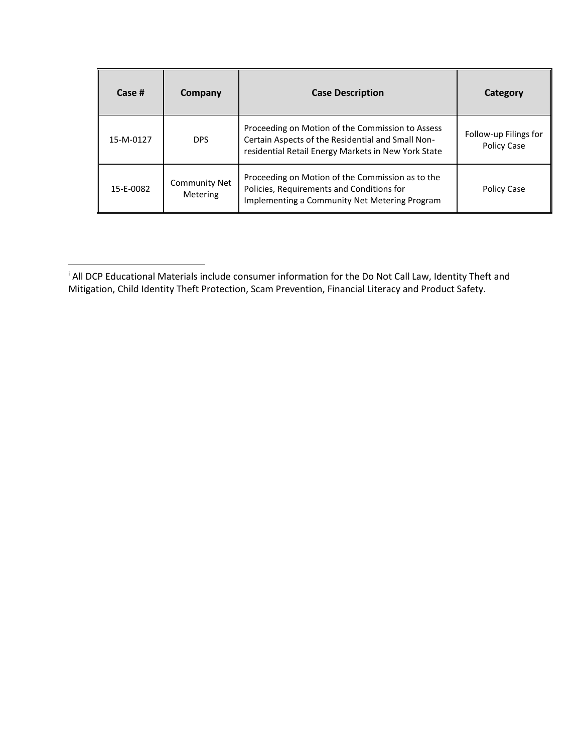| Case # | Company | Case Description | Category |
|---|---|---|---|
| 15-M-0127 | DPS | Proceeding on Motion of the Commission to Assess Certain Aspects of the Residential and Small Non-residential Retail Energy Markets in New York State | Follow-up Filings for Policy Case |
| 15-E-0082 | Community Net Metering | Proceeding on Motion of the Commission as to the Policies, Requirements and Conditions for Implementing a Community Net Metering Program | Policy Case |

---

[i] All DCP Educational Materials include consumer information for the Do Not Call Law, Identity Theft and Mitigation, Child Identity Theft Protection, Scam Prevention, Financial Literacy and Product Safety.